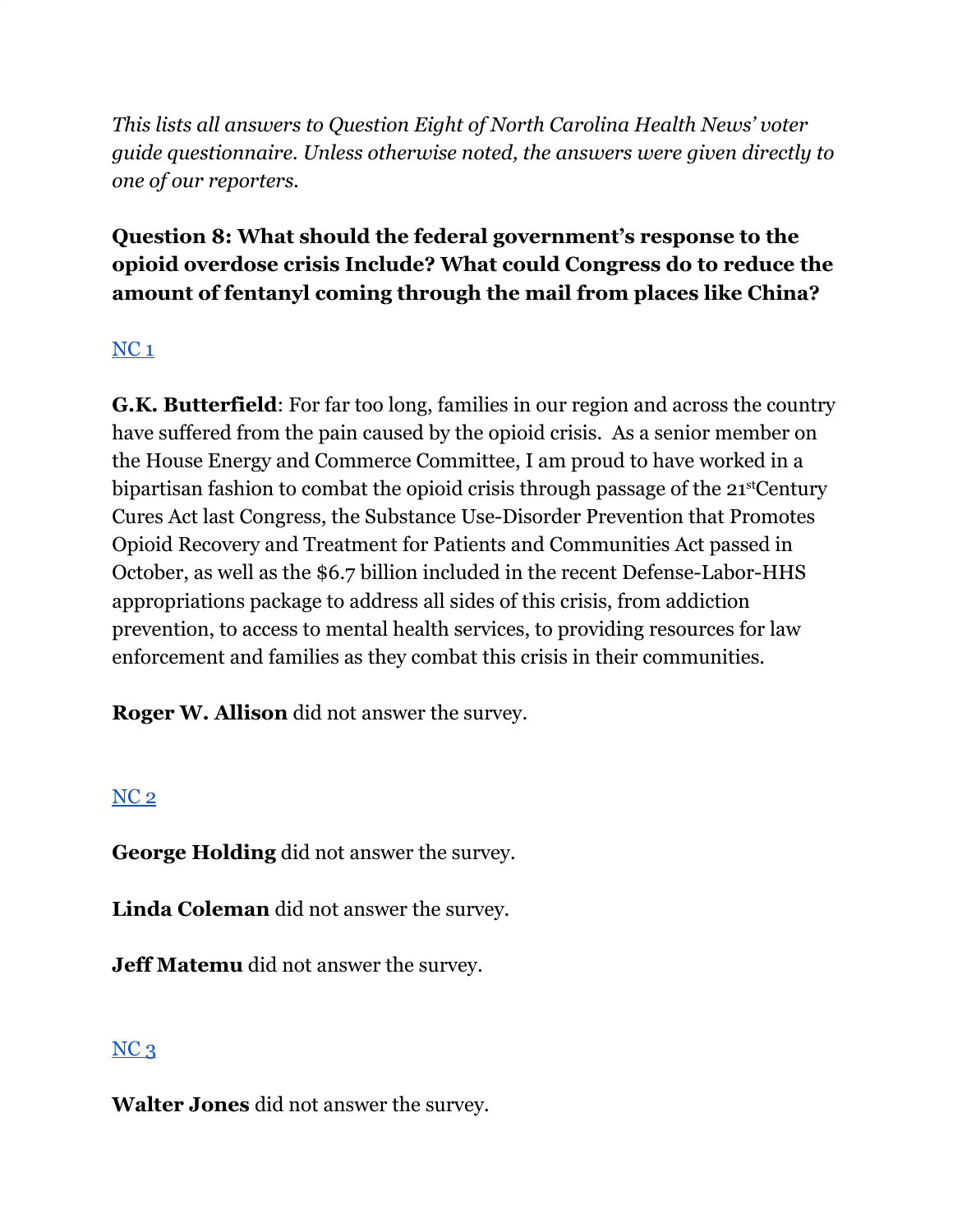*This lists all answers to Question Eight of North Carolina Health News' voter guide questionnaire. Unless otherwise noted, the answers were given directly to one of our reporters.*

**Question 8: What should the federal government's response to the opioid overdose crisis Include? What could Congress do to reduce the amount of fentanyl coming through the mail from places like China?**

NC 1

**G.K. Butterfield**: For far too long, families in our region and across the country have suffered from the pain caused by the opioid crisis. As a senior member on the House Energy and Commerce Committee, I am proud to have worked in a bipartisan fashion to combat the opioid crisis through passage of the 21st Century Cures Act last Congress, the Substance Use-Disorder Prevention that Promotes Opioid Recovery and Treatment for Patients and Communities Act passed in October, as well as the $6.7 billion included in the recent Defense-Labor-HHS appropriations package to address all sides of this crisis, from addiction prevention, to access to mental health services, to providing resources for law enforcement and families as they combat this crisis in their communities.

**Roger W. Allison** did not answer the survey.

NC 2

**George Holding** did not answer the survey.

**Linda Coleman** did not answer the survey.

**Jeff Matemu** did not answer the survey.

NC 3

**Walter Jones** did not answer the survey.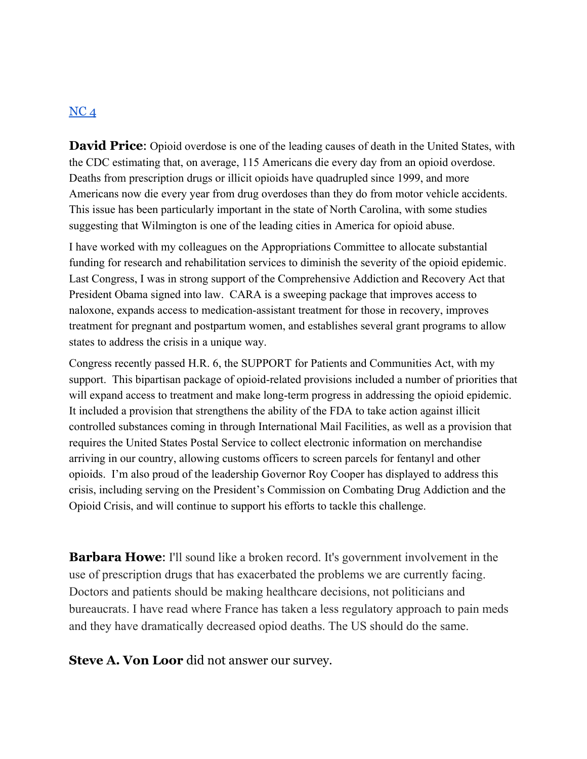[NC 4]

**David Price**: Opioid overdose is one of the leading causes of death in the United States, with the CDC estimating that, on average, 115 Americans die every day from an opioid overdose. Deaths from prescription drugs or illicit opioids have quadrupled since 1999, and more Americans now die every year from drug overdoses than they do from motor vehicle accidents. This issue has been particularly important in the state of North Carolina, with some studies suggesting that Wilmington is one of the leading cities in America for opioid abuse.

I have worked with my colleagues on the Appropriations Committee to allocate substantial funding for research and rehabilitation services to diminish the severity of the opioid epidemic. Last Congress, I was in strong support of the Comprehensive Addiction and Recovery Act that President Obama signed into law. CARA is a sweeping package that improves access to naloxone, expands access to medication-assistant treatment for those in recovery, improves treatment for pregnant and postpartum women, and establishes several grant programs to allow states to address the crisis in a unique way.

Congress recently passed H.R. 6, the SUPPORT for Patients and Communities Act, with my support. This bipartisan package of opioid-related provisions included a number of priorities that will expand access to treatment and make long-term progress in addressing the opioid epidemic. It included a provision that strengthens the ability of the FDA to take action against illicit controlled substances coming in through International Mail Facilities, as well as a provision that requires the United States Postal Service to collect electronic information on merchandise arriving in our country, allowing customs officers to screen parcels for fentanyl and other opioids. I'm also proud of the leadership Governor Roy Cooper has displayed to address this crisis, including serving on the President's Commission on Combating Drug Addiction and the Opioid Crisis, and will continue to support his efforts to tackle this challenge.

**Barbara Howe**: I'll sound like a broken record. It's government involvement in the use of prescription drugs that has exacerbated the problems we are currently facing. Doctors and patients should be making healthcare decisions, not politicians and bureaucrats. I have read where France has taken a less regulatory approach to pain meds and they have dramatically decreased opiod deaths. The US should do the same.

**Steve A. Von Loor** did not answer our survey.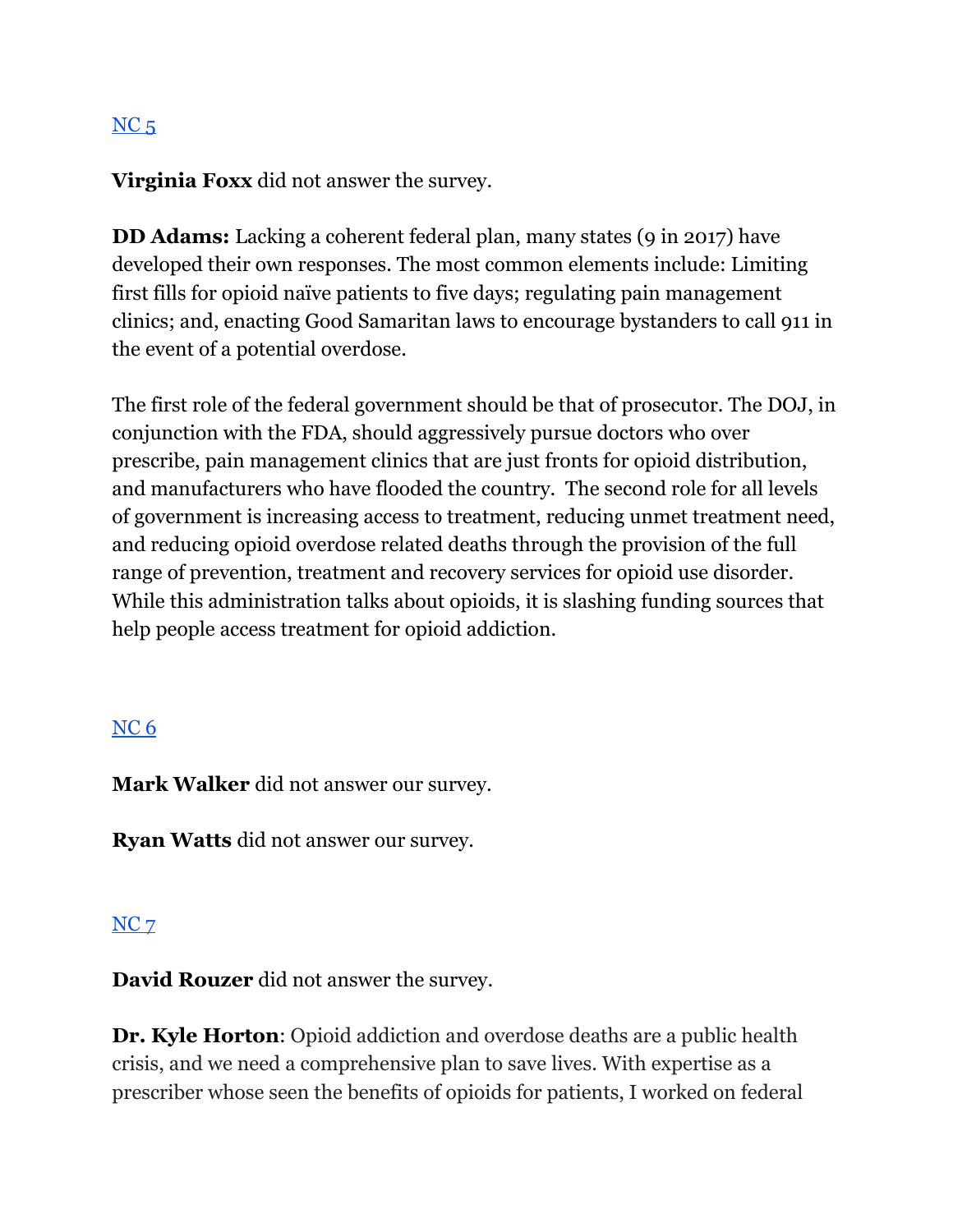[NC 5](#)

**Virginia Foxx** did not answer the survey.

**DD Adams:** Lacking a coherent federal plan, many states (9 in 2017) have developed their own responses. The most common elements include: Limiting first fills for opioid naïve patients to five days; regulating pain management clinics; and, enacting Good Samaritan laws to encourage bystanders to call 911 in the event of a potential overdose.

The first role of the federal government should be that of prosecutor. The DOJ, in conjunction with the FDA, should aggressively pursue doctors who over prescribe, pain management clinics that are just fronts for opioid distribution, and manufacturers who have flooded the country.  The second role for all levels of government is increasing access to treatment, reducing unmet treatment need, and reducing opioid overdose related deaths through the provision of the full range of prevention, treatment and recovery services for opioid use disorder. While this administration talks about opioids, it is slashing funding sources that help people access treatment for opioid addiction.

[NC 6](#)

**Mark Walker** did not answer our survey.

**Ryan Watts** did not answer our survey.

[NC 7](#)

**David Rouzer** did not answer the survey.

**Dr. Kyle Horton**: Opioid addiction and overdose deaths are a public health crisis, and we need a comprehensive plan to save lives. With expertise as a prescriber whose seen the benefits of opioids for patients, I worked on federal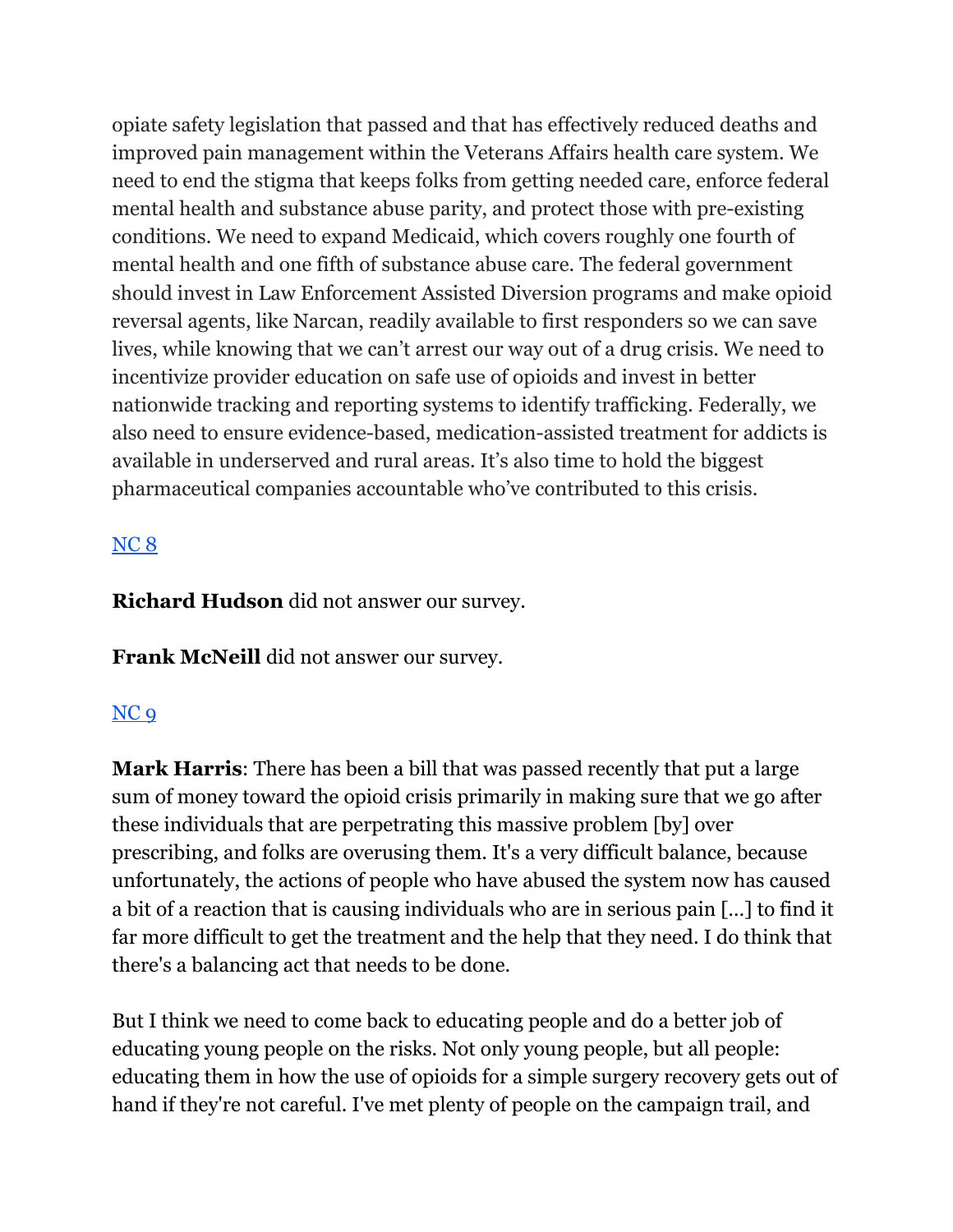opiate safety legislation that passed and that has effectively reduced deaths and improved pain management within the Veterans Affairs health care system. We need to end the stigma that keeps folks from getting needed care, enforce federal mental health and substance abuse parity, and protect those with pre-existing conditions. We need to expand Medicaid, which covers roughly one fourth of mental health and one fifth of substance abuse care. The federal government should invest in Law Enforcement Assisted Diversion programs and make opioid reversal agents, like Narcan, readily available to first responders so we can save lives, while knowing that we can't arrest our way out of a drug crisis. We need to incentivize provider education on safe use of opioids and invest in better nationwide tracking and reporting systems to identify trafficking. Federally, we also need to ensure evidence-based, medication-assisted treatment for addicts is available in underserved and rural areas. It's also time to hold the biggest pharmaceutical companies accountable who've contributed to this crisis.

NC 8

**Richard Hudson** did not answer our survey.

**Frank McNeill** did not answer our survey.

NC 9

**Mark Harris**: There has been a bill that was passed recently that put a large sum of money toward the opioid crisis primarily in making sure that we go after these individuals that are perpetrating this massive problem [by] over prescribing, and folks are overusing them. It's a very difficult balance, because unfortunately, the actions of people who have abused the system now has caused a bit of a reaction that is causing individuals who are in serious pain [...] to find it far more difficult to get the treatment and the help that they need. I do think that there's a balancing act that needs to be done.

But I think we need to come back to educating people and do a better job of educating young people on the risks. Not only young people, but all people: educating them in how the use of opioids for a simple surgery recovery gets out of hand if they're not careful. I've met plenty of people on the campaign trail, and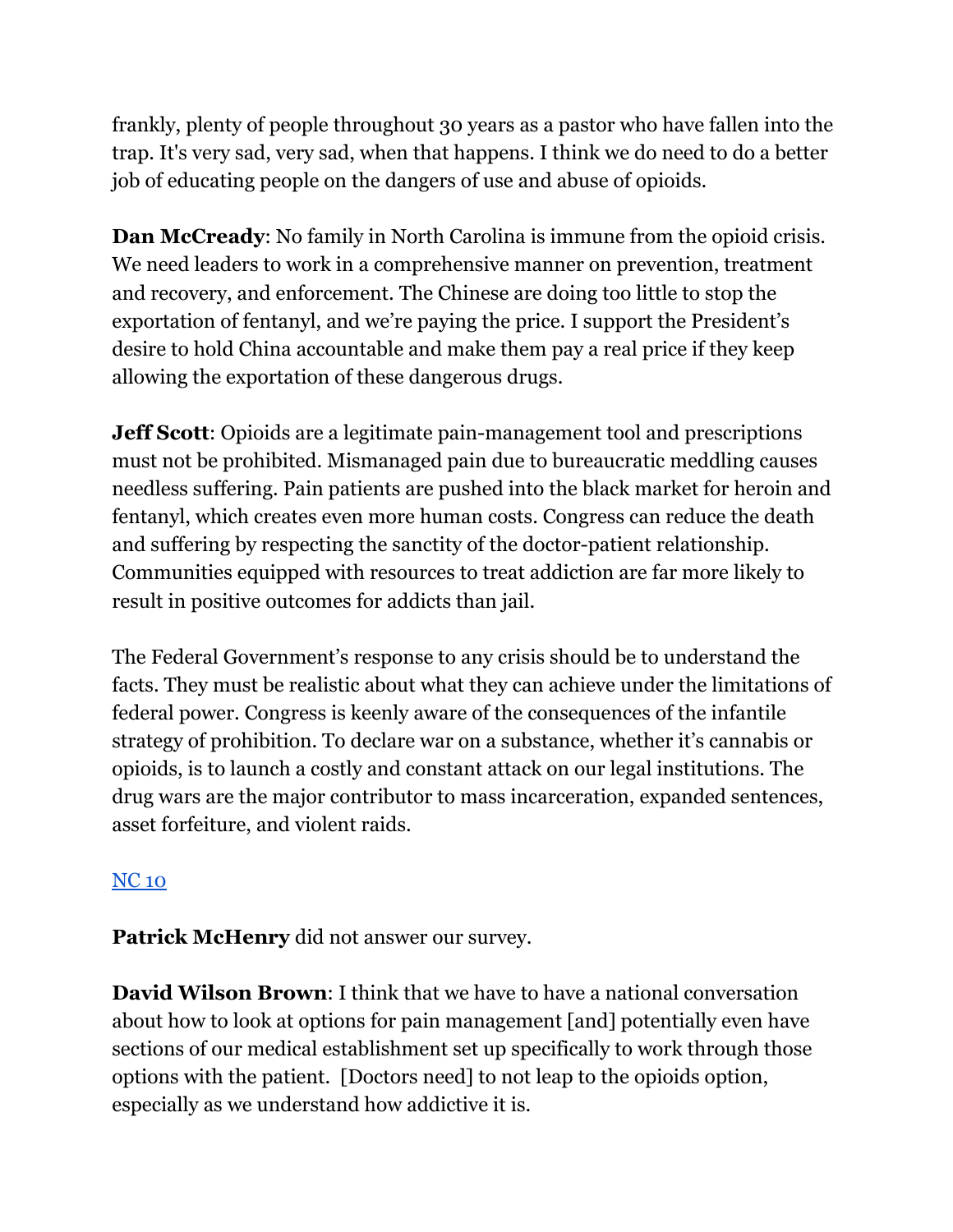frankly, plenty of people throughout 30 years as a pastor who have fallen into the trap. It's very sad, very sad, when that happens. I think we do need to do a better job of educating people on the dangers of use and abuse of opioids.

**Dan McCready**: No family in North Carolina is immune from the opioid crisis. We need leaders to work in a comprehensive manner on prevention, treatment and recovery, and enforcement. The Chinese are doing too little to stop the exportation of fentanyl, and we're paying the price. I support the President's desire to hold China accountable and make them pay a real price if they keep allowing the exportation of these dangerous drugs.

**Jeff Scott**: Opioids are a legitimate pain-management tool and prescriptions must not be prohibited. Mismanaged pain due to bureaucratic meddling causes needless suffering. Pain patients are pushed into the black market for heroin and fentanyl, which creates even more human costs. Congress can reduce the death and suffering by respecting the sanctity of the doctor-patient relationship. Communities equipped with resources to treat addiction are far more likely to result in positive outcomes for addicts than jail.

The Federal Government's response to any crisis should be to understand the facts. They must be realistic about what they can achieve under the limitations of federal power. Congress is keenly aware of the consequences of the infantile strategy of prohibition. To declare war on a substance, whether it's cannabis or opioids, is to launch a costly and constant attack on our legal institutions. The drug wars are the major contributor to mass incarceration, expanded sentences, asset forfeiture, and violent raids.

NC 10

**Patrick McHenry** did not answer our survey.

**David Wilson Brown**: I think that we have to have a national conversation about how to look at options for pain management [and] potentially even have sections of our medical establishment set up specifically to work through those options with the patient. [Doctors need] to not leap to the opioids option, especially as we understand how addictive it is.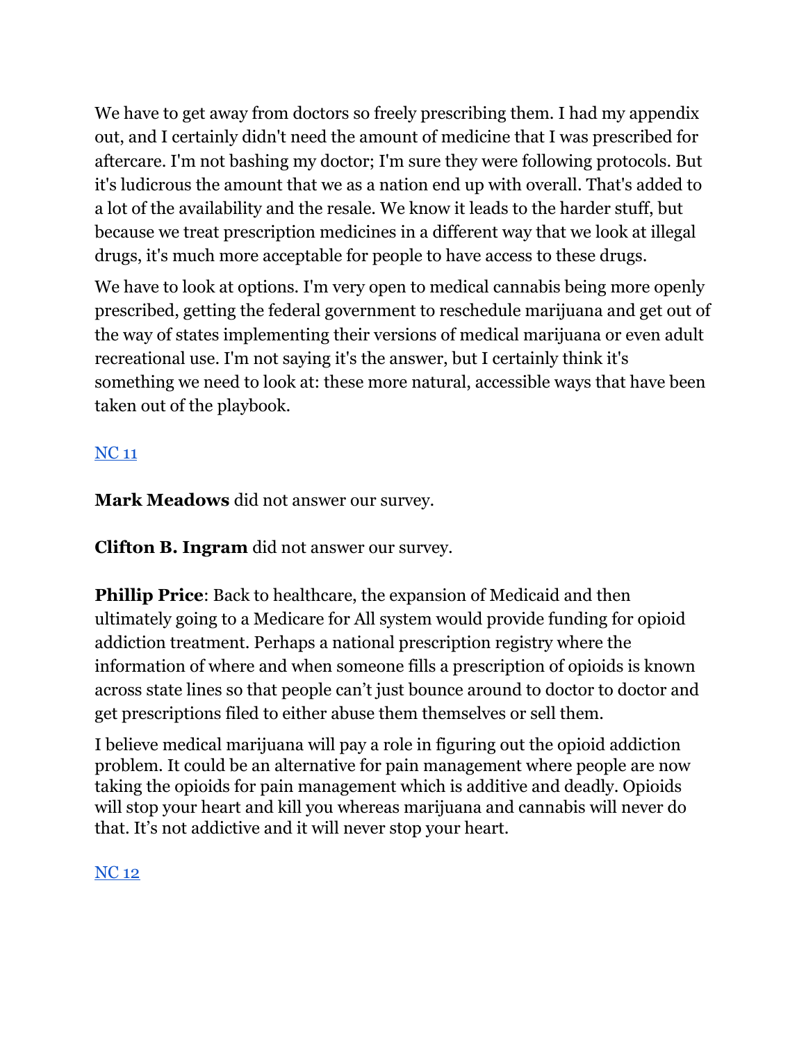We have to get away from doctors so freely prescribing them. I had my appendix out, and I certainly didn't need the amount of medicine that I was prescribed for aftercare. I'm not bashing my doctor; I'm sure they were following protocols. But it's ludicrous the amount that we as a nation end up with overall. That's added to a lot of the availability and the resale. We know it leads to the harder stuff, but because we treat prescription medicines in a different way that we look at illegal drugs, it's much more acceptable for people to have access to these drugs.

We have to look at options. I'm very open to medical cannabis being more openly prescribed, getting the federal government to reschedule marijuana and get out of the way of states implementing their versions of medical marijuana or even adult recreational use. I'm not saying it's the answer, but I certainly think it's something we need to look at: these more natural, accessible ways that have been taken out of the playbook.

NC 11

**Mark Meadows** did not answer our survey.

**Clifton B. Ingram** did not answer our survey.

**Phillip Price**: Back to healthcare, the expansion of Medicaid and then ultimately going to a Medicare for All system would provide funding for opioid addiction treatment. Perhaps a national prescription registry where the information of where and when someone fills a prescription of opioids is known across state lines so that people can't just bounce around to doctor to doctor and get prescriptions filed to either abuse them themselves or sell them.

I believe medical marijuana will pay a role in figuring out the opioid addiction problem. It could be an alternative for pain management where people are now taking the opioids for pain management which is additive and deadly. Opioids will stop your heart and kill you whereas marijuana and cannabis will never do that. It's not addictive and it will never stop your heart.

NC 12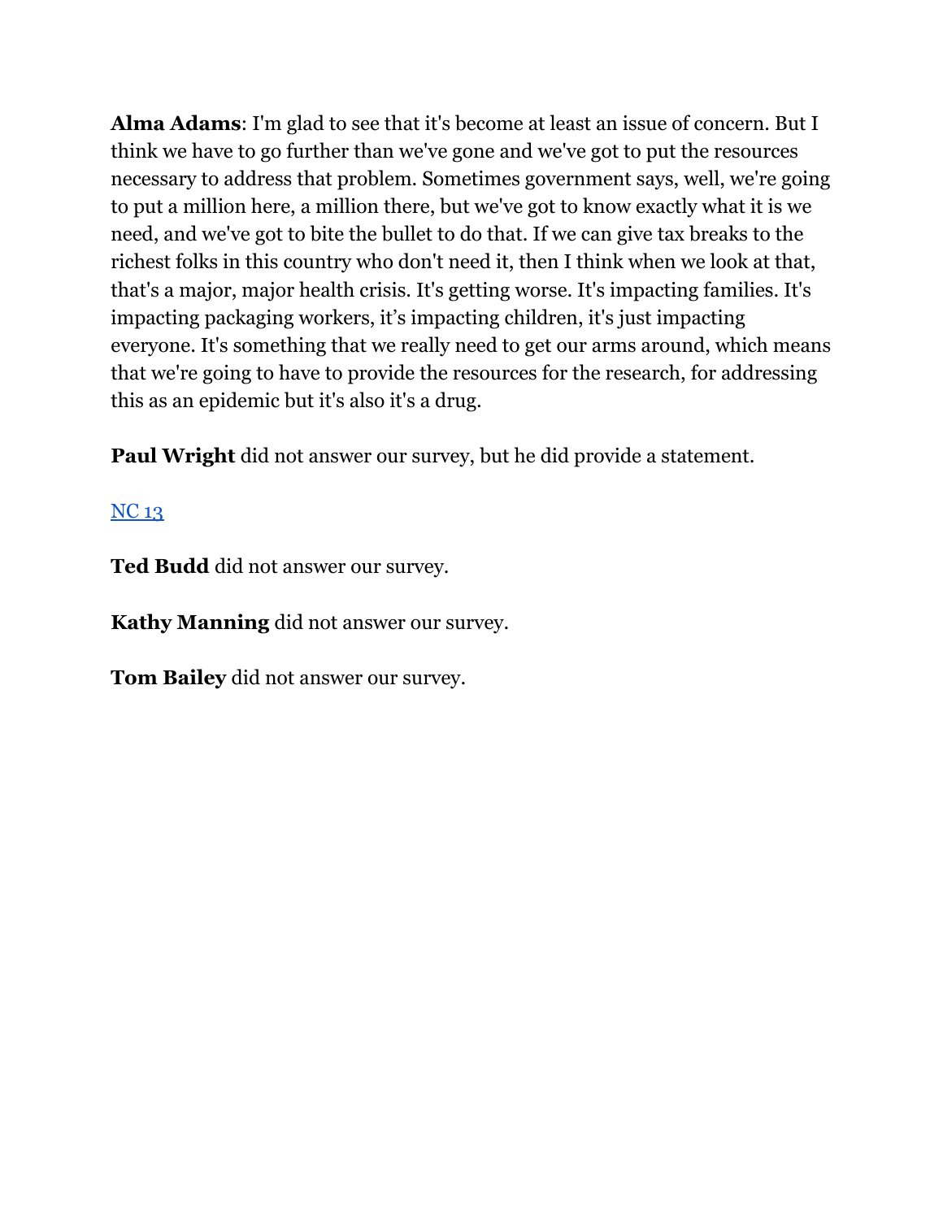**Alma Adams**: I'm glad to see that it's become at least an issue of concern. But I think we have to go further than we've gone and we've got to put the resources necessary to address that problem. Sometimes government says, well, we're going to put a million here, a million there, but we've got to know exactly what it is we need, and we've got to bite the bullet to do that. If we can give tax breaks to the richest folks in this country who don't need it, then I think when we look at that, that's a major, major health crisis. It's getting worse. It's impacting families. It's impacting packaging workers, it's impacting children, it's just impacting everyone. It's something that we really need to get our arms around, which means that we're going to have to provide the resources for the research, for addressing this as an epidemic but it's also it's a drug.

**Paul Wright** did not answer our survey, but he did provide a statement.

NC 13

**Ted Budd** did not answer our survey.

**Kathy Manning** did not answer our survey.

**Tom Bailey** did not answer our survey.